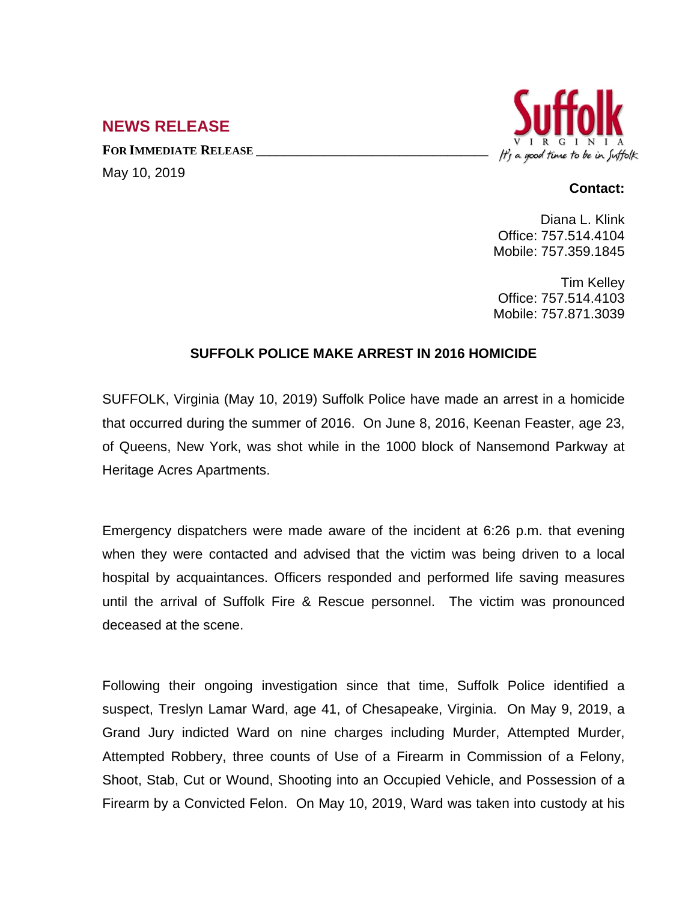## NEWS RELEASE

**FOR IMMEDIATE RELEASE** \_\_\_\_\_\_\_\_\_\_\_\_\_\_\_\_\_\_\_\_\_\_\_\_\_\_\_\_\_\_\_\_\_\_

May 10, 2019

Suffolk VIRGINIA *It's a good time to be in Suffolk*

**Contact:**

Diana L. Klink
Office: 757.514.4104
Mobile: 757.359.1845

Tim Kelley
Office: 757.514.4103
Mobile: 757.871.3039

**SUFFOLK POLICE MAKE ARREST IN 2016 HOMICIDE**

SUFFOLK, Virginia (May 10, 2019) Suffolk Police have made an arrest in a homicide that occurred during the summer of 2016. On June 8, 2016, Keenan Feaster, age 23, of Queens, New York, was shot while in the 1000 block of Nansemond Parkway at Heritage Acres Apartments.

Emergency dispatchers were made aware of the incident at 6:26 p.m. that evening when they were contacted and advised that the victim was being driven to a local hospital by acquaintances. Officers responded and performed life saving measures until the arrival of Suffolk Fire & Rescue personnel. The victim was pronounced deceased at the scene.

Following their ongoing investigation since that time, Suffolk Police identified a suspect, Treslyn Lamar Ward, age 41, of Chesapeake, Virginia. On May 9, 2019, a Grand Jury indicted Ward on nine charges including Murder, Attempted Murder, Attempted Robbery, three counts of Use of a Firearm in Commission of a Felony, Shoot, Stab, Cut or Wound, Shooting into an Occupied Vehicle, and Possession of a Firearm by a Convicted Felon. On May 10, 2019, Ward was taken into custody at his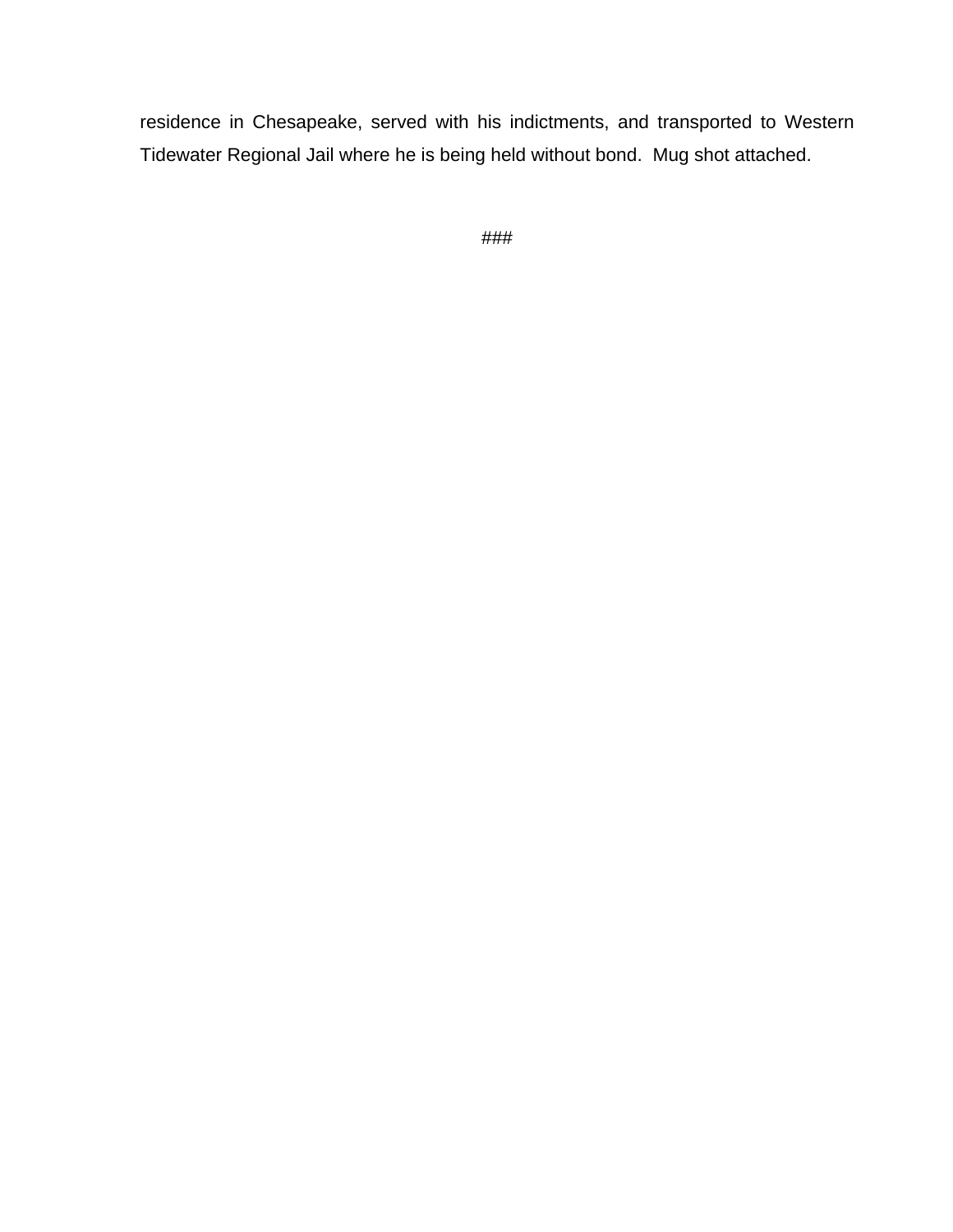residence in Chesapeake, served with his indictments, and transported to Western Tidewater Regional Jail where he is being held without bond. Mug shot attached.

###